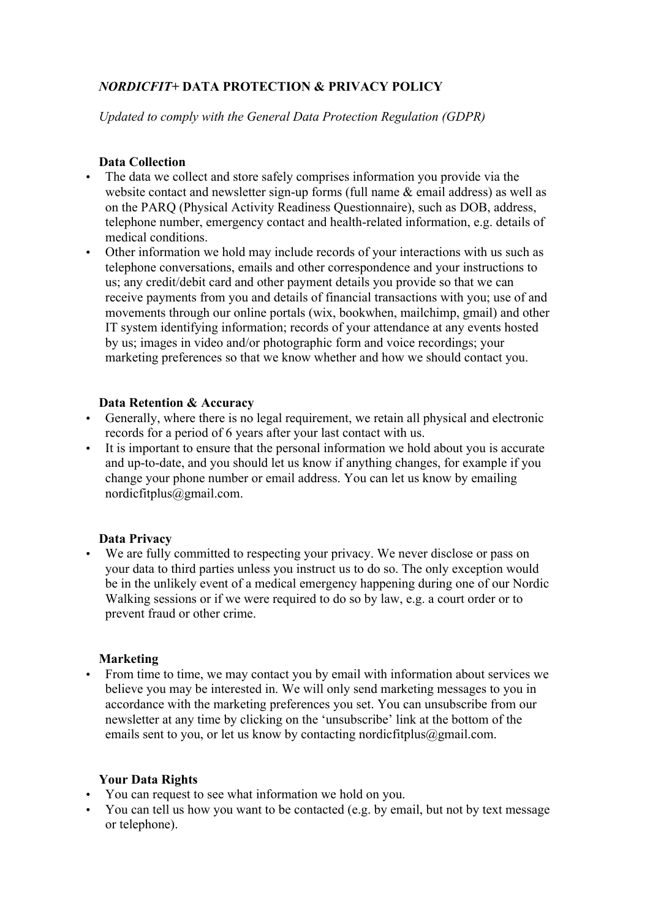# *NORDICFIT+* DATA PROTECTION & PRIVACY POLICY

*Updated to comply with the General Data Protection Regulation (GDPR)*

### Data Collection

- The data we collect and store safely comprises information you provide via the website contact and newsletter sign-up forms (full name & email address) as well as on the PARQ (Physical Activity Readiness Questionnaire), such as DOB, address, telephone number, emergency contact and health-related information, e.g. details of medical conditions.
- Other information we hold may include records of your interactions with us such as telephone conversations, emails and other correspondence and your instructions to us; any credit/debit card and other payment details you provide so that we can receive payments from you and details of financial transactions with you; use of and movements through our online portals (wix, bookwhen, mailchimp, gmail) and other IT system identifying information; records of your attendance at any events hosted by us; images in video and/or photographic form and voice recordings; your marketing preferences so that we know whether and how we should contact you.

### Data Retention & Accuracy

- Generally, where there is no legal requirement, we retain all physical and electronic records for a period of 6 years after your last contact with us.
- It is important to ensure that the personal information we hold about you is accurate and up-to-date, and you should let us know if anything changes, for example if you change your phone number or email address. You can let us know by emailing nordicfitplus@gmail.com.

### Data Privacy

- We are fully committed to respecting your privacy. We never disclose or pass on your data to third parties unless you instruct us to do so. The only exception would be in the unlikely event of a medical emergency happening during one of our Nordic Walking sessions or if we were required to do so by law, e.g. a court order or to prevent fraud or other crime.

### Marketing

- From time to time, we may contact you by email with information about services we believe you may be interested in. We will only send marketing messages to you in accordance with the marketing preferences you set. You can unsubscribe from our newsletter at any time by clicking on the 'unsubscribe' link at the bottom of the emails sent to you, or let us know by contacting nordicfitplus@gmail.com.

### Your Data Rights

- You can request to see what information we hold on you.
- You can tell us how you want to be contacted (e.g. by email, but not by text message or telephone).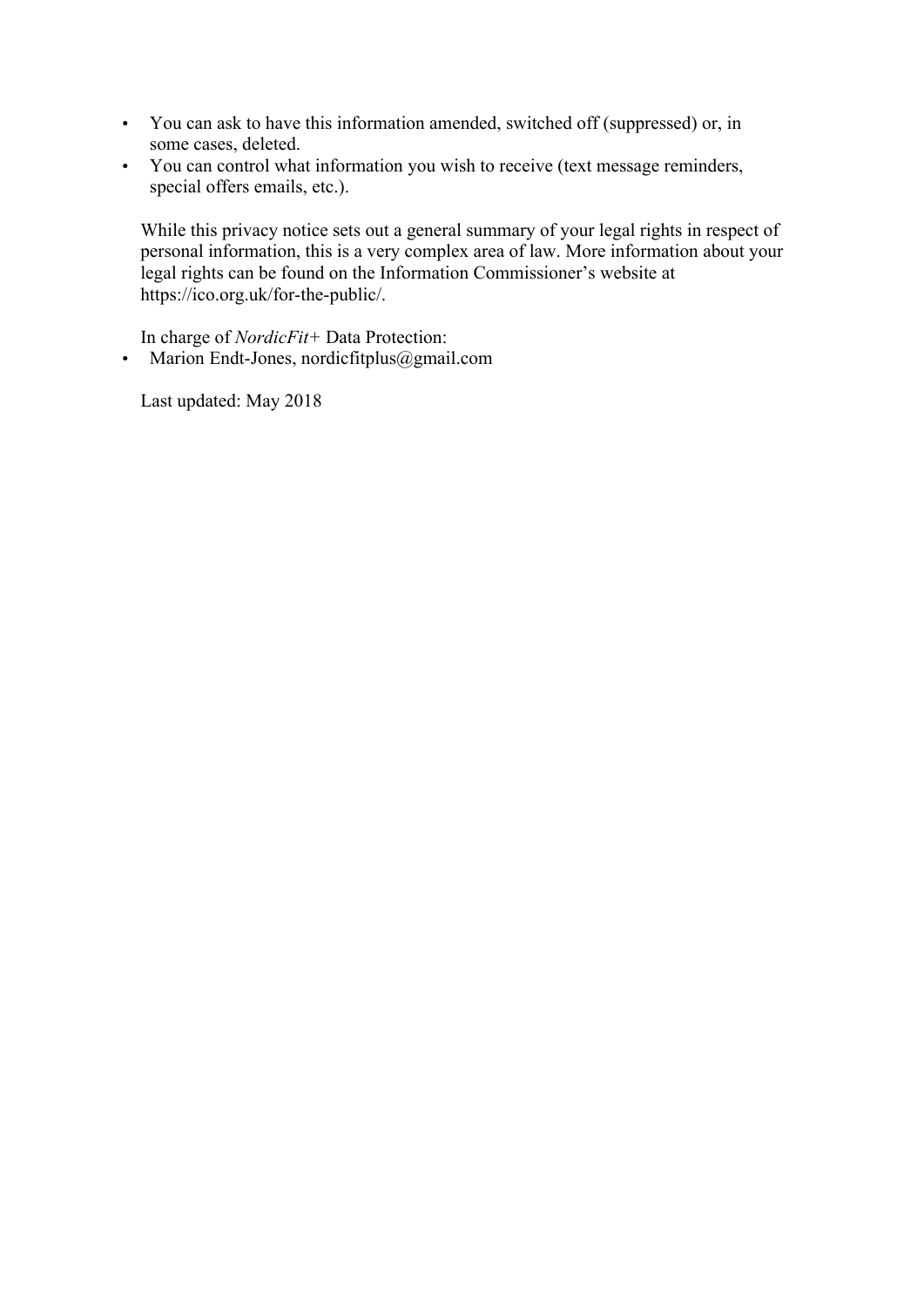- You can ask to have this information amended, switched off (suppressed) or, in some cases, deleted.
- You can control what information you wish to receive (text message reminders, special offers emails, etc.).

While this privacy notice sets out a general summary of your legal rights in respect of personal information, this is a very complex area of law. More information about your legal rights can be found on the Information Commissioner's website at https://ico.org.uk/for-the-public/.

In charge of *NordicFit+* Data Protection:

- Marion Endt-Jones, nordicfitplus@gmail.com

Last updated: May 2018